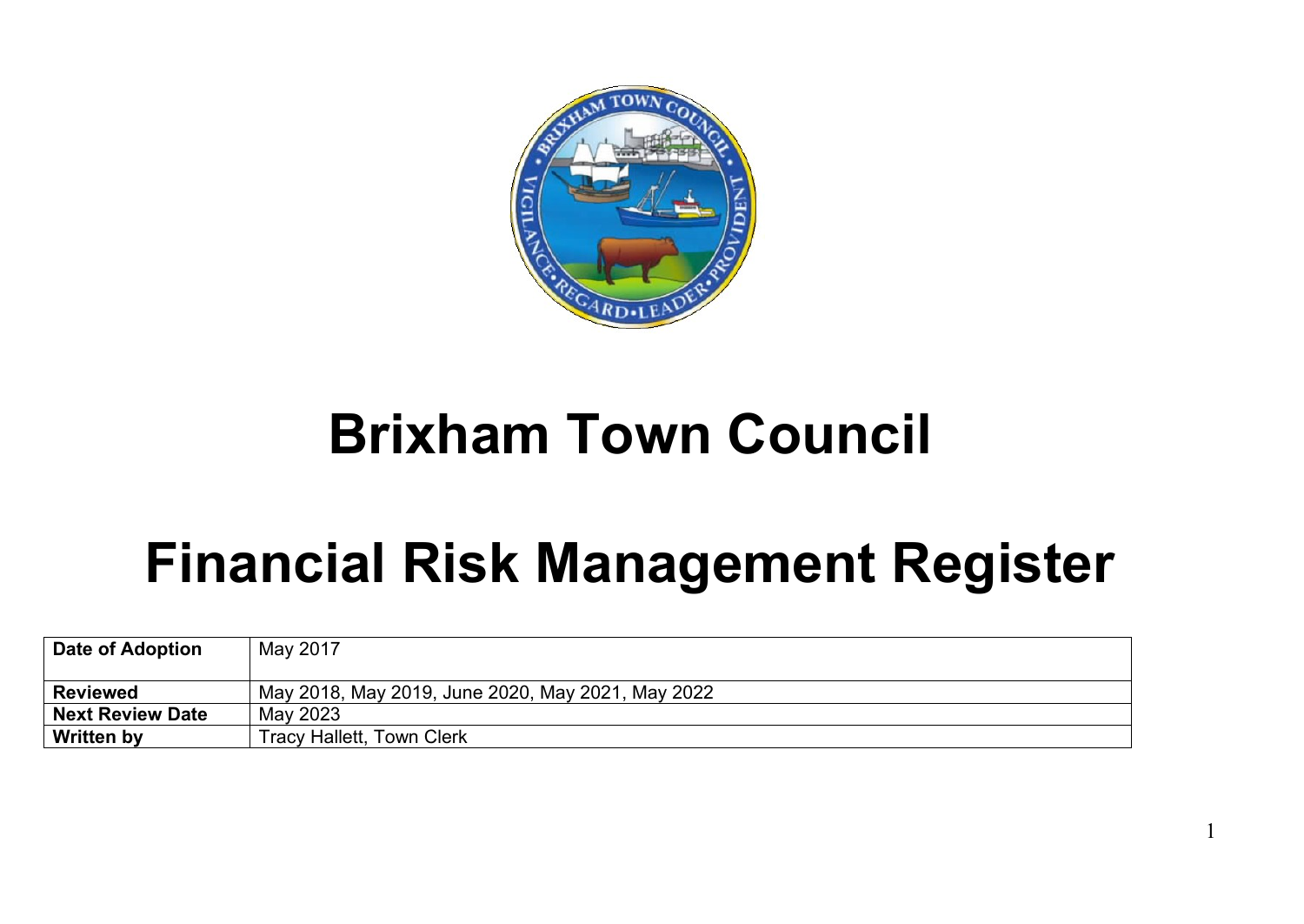# Brixham Town Council

# Financial Risk Management Register

| Date of Adoption | May 2017 |
|---|---|
| Reviewed | May 2018, May 2019, June 2020, May 2021, May 2022 |
| Next Review Date | May 2023 |
| Written by | Tracy Hallett, Town Clerk |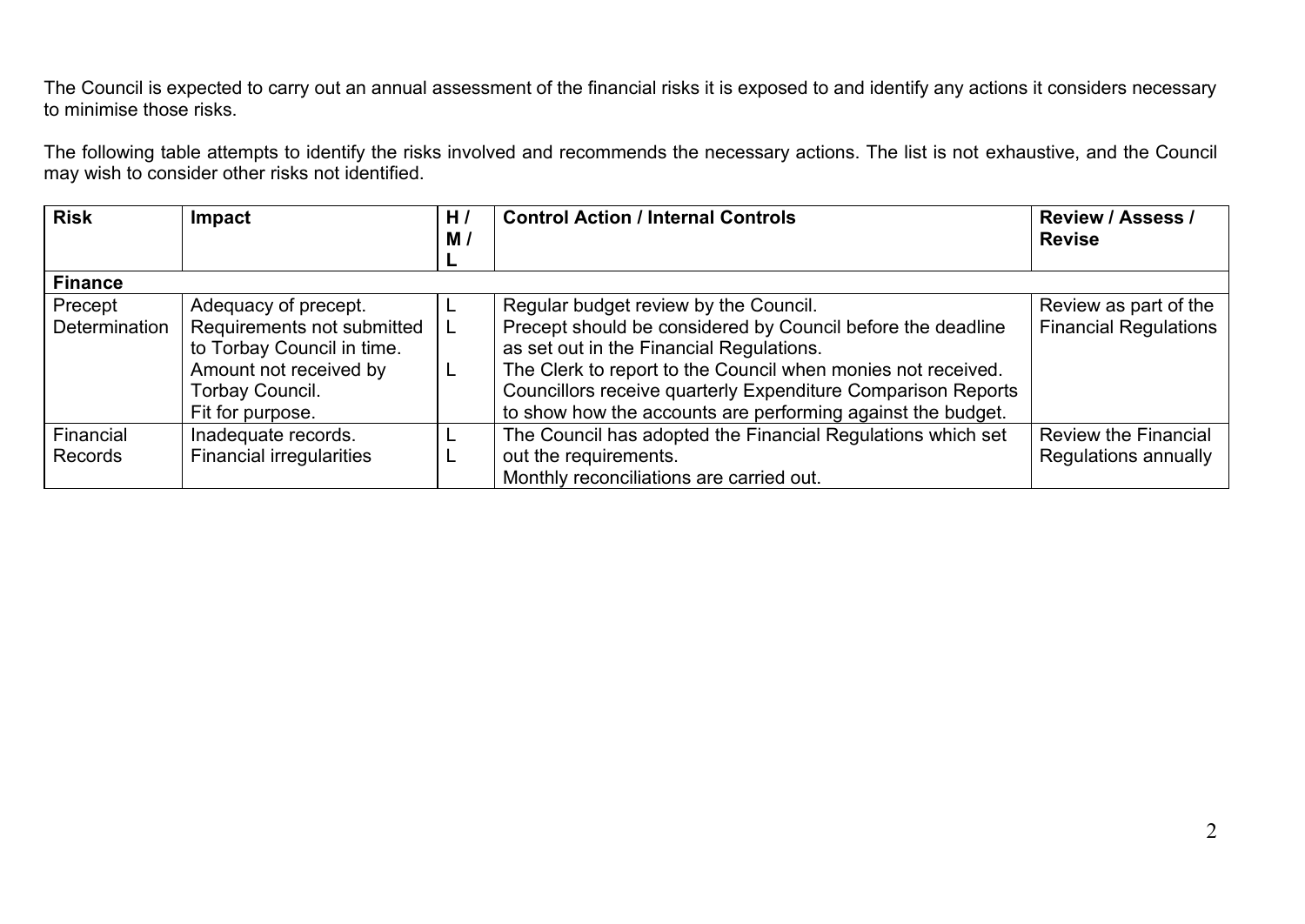The Council is expected to carry out an annual assessment of the financial risks it is exposed to and identify any actions it considers necessary to minimise those risks.

The following table attempts to identify the risks involved and recommends the necessary actions. The list is not exhaustive, and the Council may wish to consider other risks not identified.

| Risk | Impact | H / M / L | Control Action / Internal Controls | Review / Assess / Revise |
|---|---|---|---|---|
| **Finance** | | | | |
| Precept Determination | Adequacy of precept.<br>Requirements not submitted to Torbay Council in time.<br>Amount not received by Torbay Council.<br>Fit for purpose. | L<br>L<br><br>L | Regular budget review by the Council.<br>Precept should be considered by Council before the deadline as set out in the Financial Regulations.<br>The Clerk to report to the Council when monies not received.<br>Councillors receive quarterly Expenditure Comparison Reports to show how the accounts are performing against the budget. | Review as part of the Financial Regulations |
| Financial Records | Inadequate records.<br>Financial irregularities | L<br>L | The Council has adopted the Financial Regulations which set out the requirements.<br>Monthly reconciliations are carried out. | Review the Financial Regulations annually |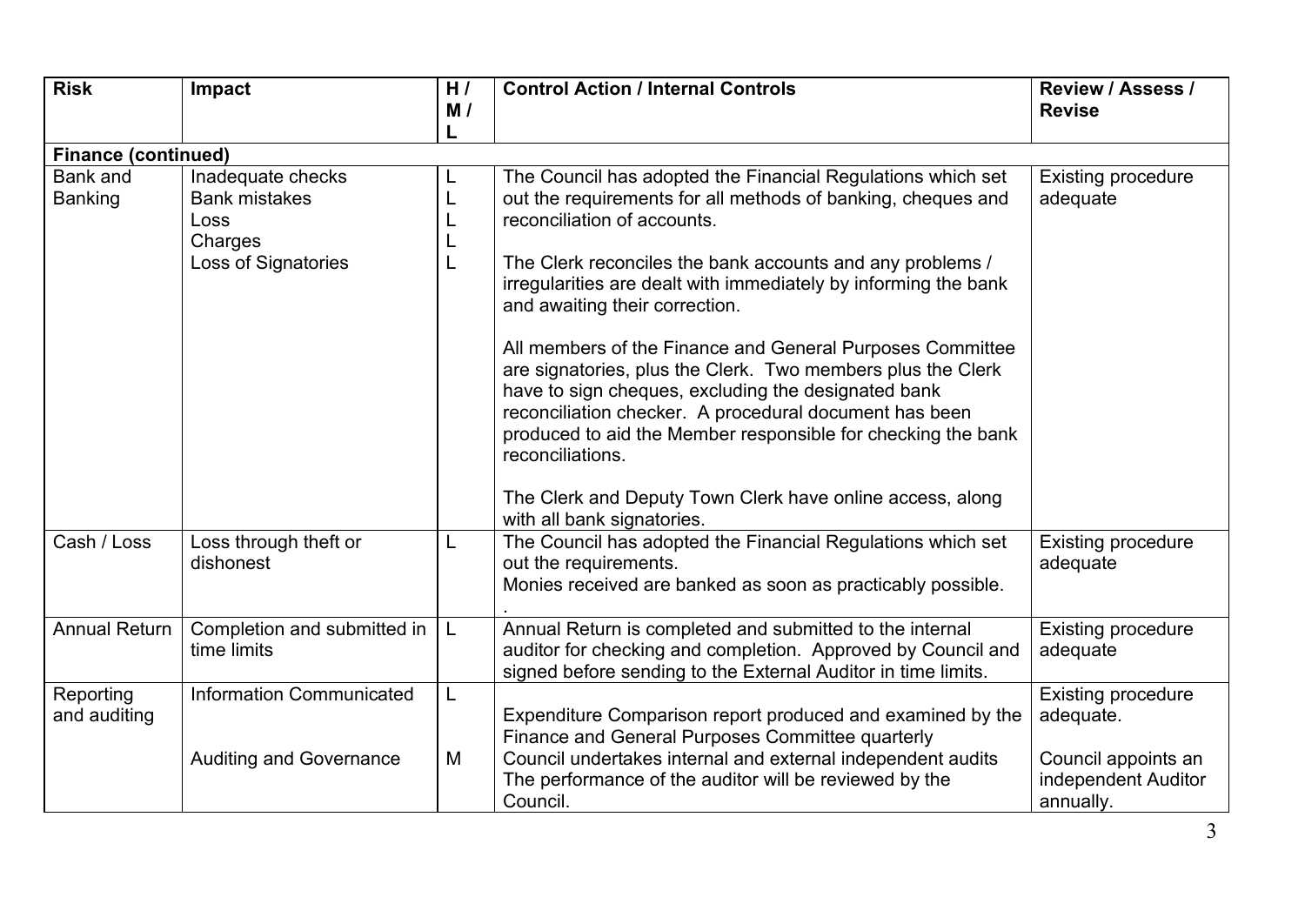| Risk | Impact | H / M / L | Control Action / Internal Controls | Review / Assess / Revise |
| --- | --- | --- | --- | --- |
| **Finance (continued)** | | | | |
| Bank and Banking | Inadequate checks<br>Bank mistakes<br>Loss<br>Charges<br>Loss of Signatories | L<br>L<br>L<br>L<br>L | The Council has adopted the Financial Regulations which set out the requirements for all methods of banking, cheques and reconciliation of accounts.<br><br>The Clerk reconciles the bank accounts and any problems / irregularities are dealt with immediately by informing the bank and awaiting their correction.<br><br>All members of the Finance and General Purposes Committee are signatories, plus the Clerk. Two members plus the Clerk have to sign cheques, excluding the designated bank reconciliation checker. A procedural document has been produced to aid the Member responsible for checking the bank reconciliations.<br><br>The Clerk and Deputy Town Clerk have online access, along with all bank signatories. | Existing procedure adequate |
| Cash / Loss | Loss through theft or dishonest | L | The Council has adopted the Financial Regulations which set out the requirements.<br>Monies received are banked as soon as practicably possible.<br>. | Existing procedure adequate |
| Annual Return | Completion and submitted in time limits | L | Annual Return is completed and submitted to the internal auditor for checking and completion. Approved by Council and signed before sending to the External Auditor in time limits. | Existing procedure adequate |
| Reporting and auditing | Information Communicated<br><br>Auditing and Governance | L<br><br>M | Expenditure Comparison report produced and examined by the Finance and General Purposes Committee quarterly<br>Council undertakes internal and external independent audits The performance of the auditor will be reviewed by the Council. | Existing procedure adequate.<br><br>Council appoints an independent Auditor annually. |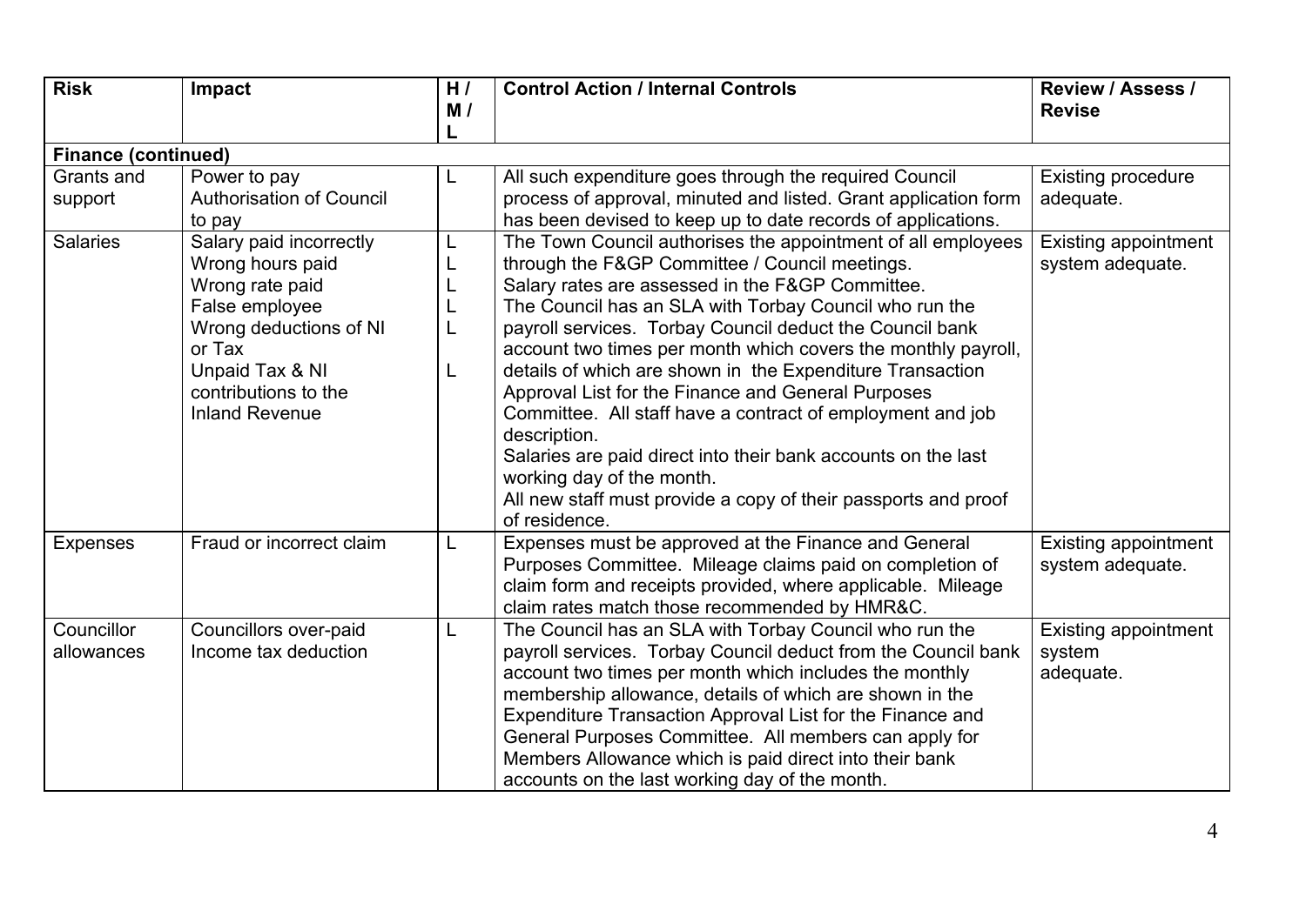| Risk | Impact | H / M / L | Control Action / Internal Controls | Review / Assess / Revise |
|---|---|---|---|---|
| **Finance (continued)** | | | | |
| Grants and support | Power to pay<br>Authorisation of Council to pay | L | All such expenditure goes through the required Council process of approval, minuted and listed. Grant application form has been devised to keep up to date records of applications. | Existing procedure adequate. |
| Salaries | Salary paid incorrectly<br>Wrong hours paid<br>Wrong rate paid<br>False employee<br>Wrong deductions of NI or Tax<br>Unpaid Tax & NI contributions to the Inland Revenue | L<br>L<br>L<br>L<br>L<br><br>L | The Town Council authorises the appointment of all employees through the F&GP Committee / Council meetings.<br>Salary rates are assessed in the F&GP Committee.<br>The Council has an SLA with Torbay Council who run the payroll services. Torbay Council deduct the Council bank account two times per month which covers the monthly payroll, details of which are shown in the Expenditure Transaction Approval List for the Finance and General Purposes Committee. All staff have a contract of employment and job description.<br>Salaries are paid direct into their bank accounts on the last working day of the month.<br>All new staff must provide a copy of their passports and proof of residence. | Existing appointment system adequate. |
| Expenses | Fraud or incorrect claim | L | Expenses must be approved at the Finance and General Purposes Committee. Mileage claims paid on completion of claim form and receipts provided, where applicable. Mileage claim rates match those recommended by HMR&C. | Existing appointment system adequate. |
| Councillor allowances | Councillors over-paid<br>Income tax deduction | L | The Council has an SLA with Torbay Council who run the payroll services. Torbay Council deduct from the Council bank account two times per month which includes the monthly membership allowance, details of which are shown in the Expenditure Transaction Approval List for the Finance and General Purposes Committee. All members can apply for Members Allowance which is paid direct into their bank accounts on the last working day of the month. | Existing appointment system adequate. |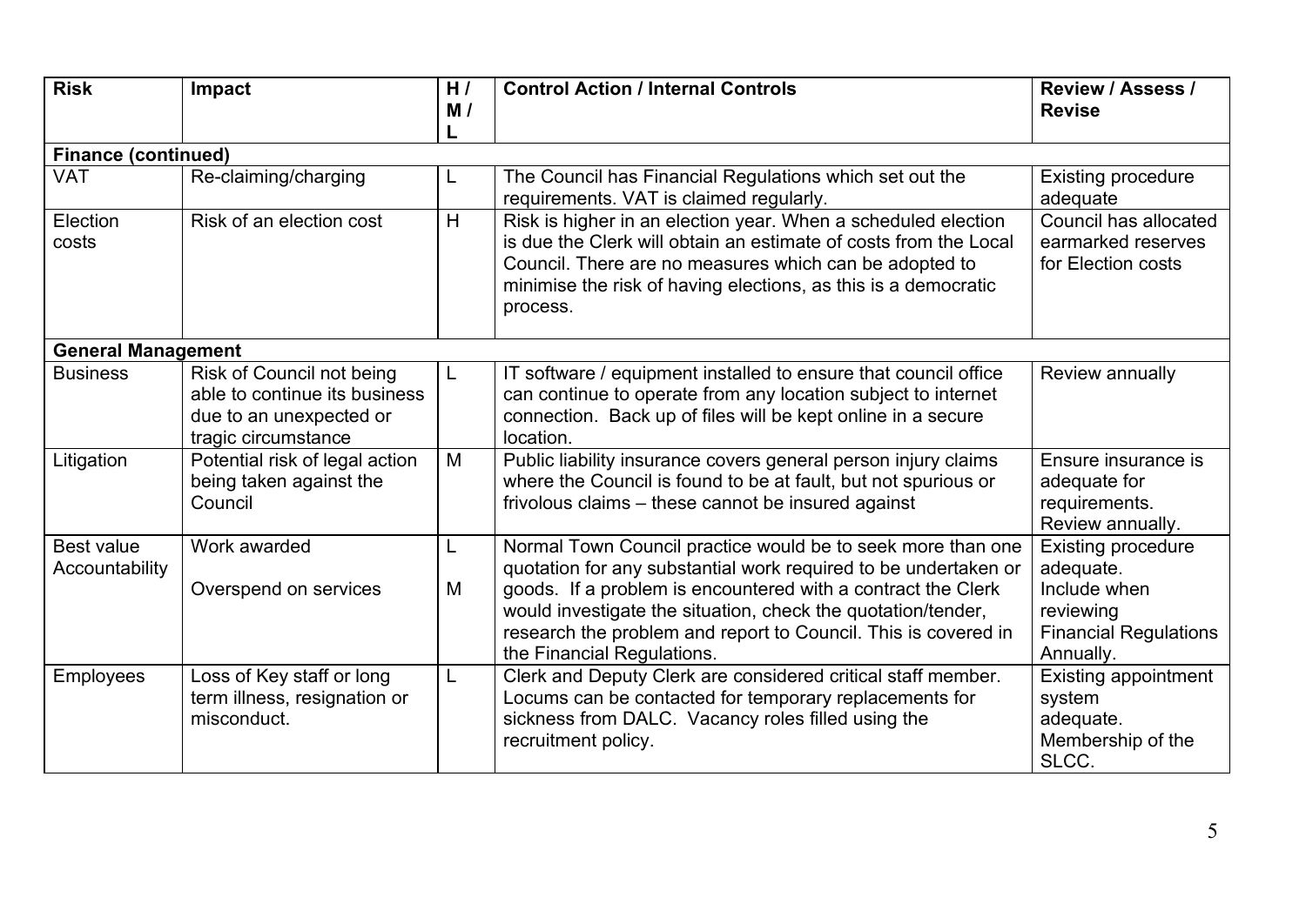| Risk | Impact | H / M / L | Control Action / Internal Controls | Review / Assess / Revise |
|---|---|---|---|---|
| **Finance (continued)** | | | | |
| VAT | Re-claiming/charging | L | The Council has Financial Regulations which set out the requirements. VAT is claimed regularly. | Existing procedure adequate |
| Election costs | Risk of an election cost | H | Risk is higher in an election year. When a scheduled election is due the Clerk will obtain an estimate of costs from the Local Council. There are no measures which can be adopted to minimise the risk of having elections, as this is a democratic process. | Council has allocated earmarked reserves for Election costs |
| **General Management** | | | | |
| Business | Risk of Council not being able to continue its business due to an unexpected or tragic circumstance | L | IT software / equipment installed to ensure that council office can continue to operate from any location subject to internet connection. Back up of files will be kept online in a secure location. | Review annually |
| Litigation | Potential risk of legal action being taken against the Council | M | Public liability insurance covers general person injury claims where the Council is found to be at fault, but not spurious or frivolous claims – these cannot be insured against | Ensure insurance is adequate for requirements. Review annually. |
| Best value Accountability | Work awarded<br><br>Overspend on services | L<br><br>M | Normal Town Council practice would be to seek more than one quotation for any substantial work required to be undertaken or goods. If a problem is encountered with a contract the Clerk would investigate the situation, check the quotation/tender, research the problem and report to Council. This is covered in the Financial Regulations. | Existing procedure adequate. Include when reviewing Financial Regulations Annually. |
| Employees | Loss of Key staff or long term illness, resignation or misconduct. | L | Clerk and Deputy Clerk are considered critical staff member. Locums can be contacted for temporary replacements for sickness from DALC. Vacancy roles filled using the recruitment policy. | Existing appointment system adequate. Membership of the SLCC. |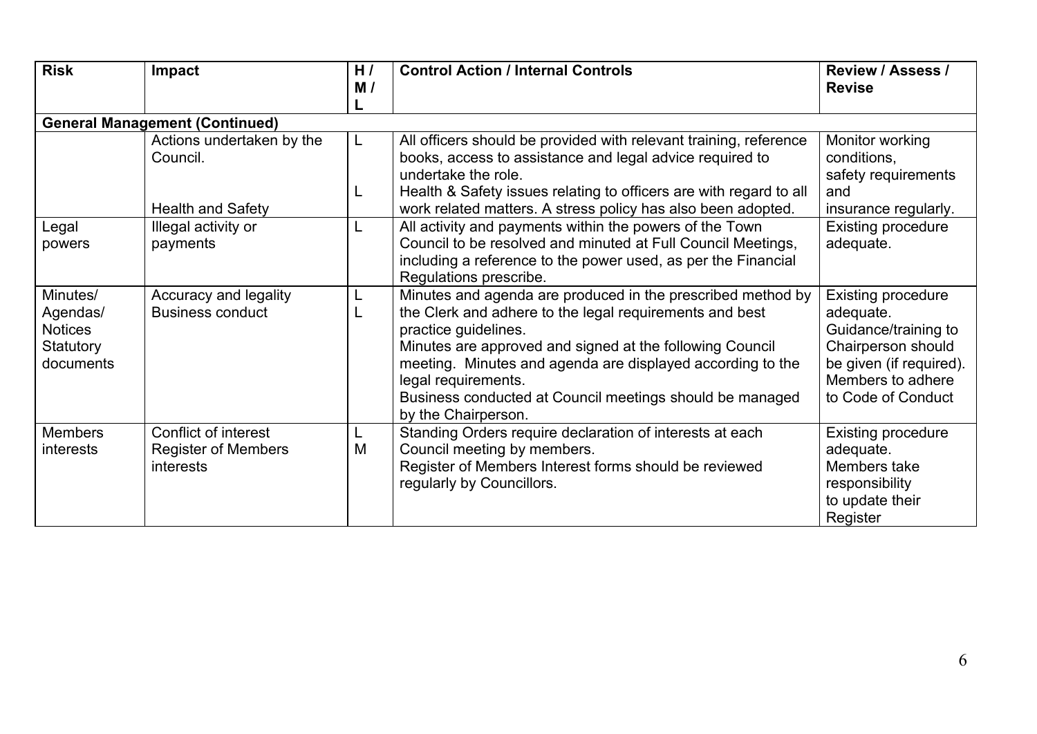| Risk | Impact | H / M / L | Control Action / Internal Controls | Review / Assess / Revise |
|---|---|---|---|---|
| **General Management (Continued)** | | | | |
| | Actions undertaken by the Council.<br><br>Health and Safety | L<br><br>L | All officers should be provided with relevant training, reference books, access to assistance and legal advice required to undertake the role.<br>Health & Safety issues relating to officers are with regard to all work related matters. A stress policy has also been adopted. | Monitor working conditions, safety requirements and insurance regularly. |
| Legal powers | Illegal activity or payments | L | All activity and payments within the powers of the Town Council to be resolved and minuted at Full Council Meetings, including a reference to the power used, as per the Financial Regulations prescribe. | Existing procedure adequate. |
| Minutes/ Agendas/ Notices Statutory documents | Accuracy and legality<br>Business conduct | L<br>L | Minutes and agenda are produced in the prescribed method by the Clerk and adhere to the legal requirements and best practice guidelines.<br>Minutes are approved and signed at the following Council meeting. Minutes and agenda are displayed according to the legal requirements.<br>Business conducted at Council meetings should be managed by the Chairperson. | Existing procedure adequate. Guidance/training to Chairperson should be given (if required). Members to adhere to Code of Conduct |
| Members interests | Conflict of interest<br>Register of Members interests | L<br>M | Standing Orders require declaration of interests at each Council meeting by members.<br>Register of Members Interest forms should be reviewed regularly by Councillors. | Existing procedure adequate. Members take responsibility to update their Register |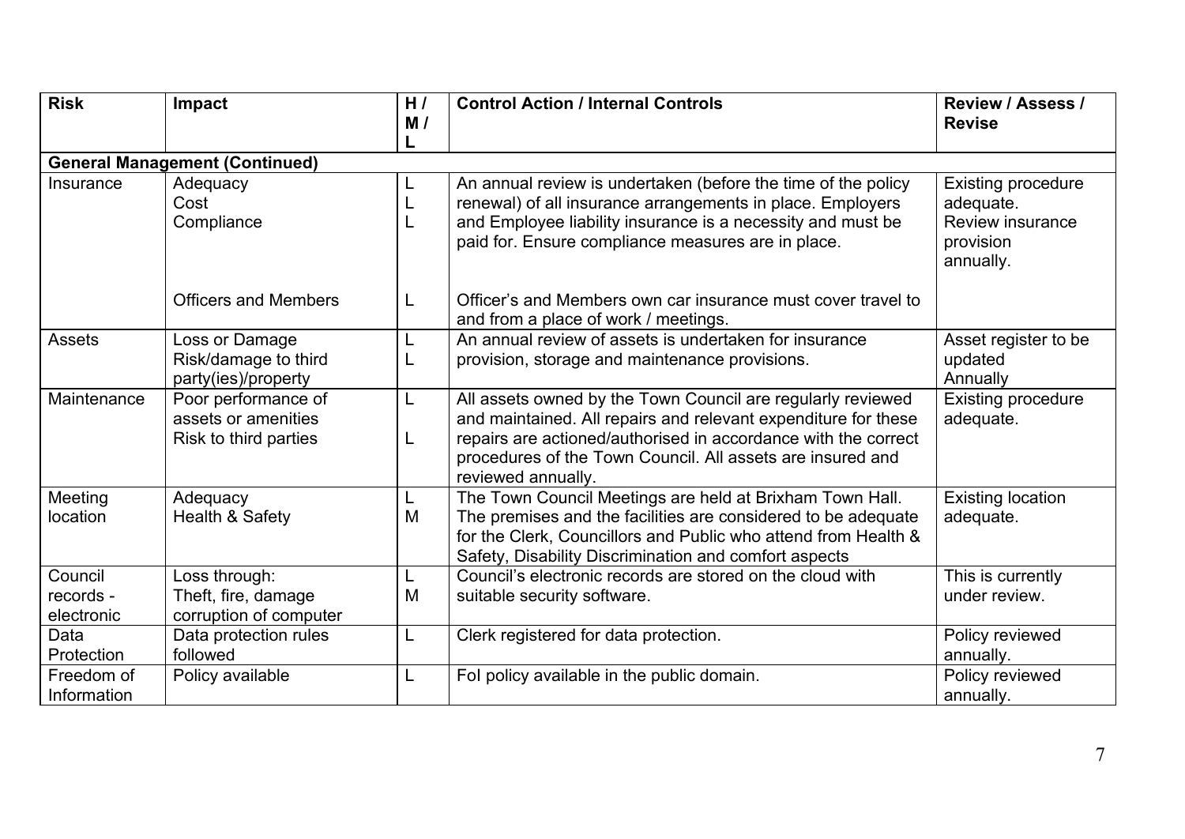| Risk | Impact | H / M / L | Control Action / Internal Controls | Review / Assess / Revise |
|---|---|---|---|---|
| **General Management (Continued)** | | | | |
| Insurance | Adequacy<br>Cost<br>Compliance<br><br><br>Officers and Members | L<br>L<br>L<br><br><br>L | An annual review is undertaken (before the time of the policy renewal) of all insurance arrangements in place. Employers and Employee liability insurance is a necessity and must be paid for. Ensure compliance measures are in place.<br><br>Officer's and Members own car insurance must cover travel to and from a place of work / meetings. | Existing procedure adequate.<br>Review insurance provision annually. |
| Assets | Loss or Damage<br>Risk/damage to third party(ies)/property | L<br>L | An annual review of assets is undertaken for insurance provision, storage and maintenance provisions. | Asset register to be updated Annually |
| Maintenance | Poor performance of assets or amenities<br>Risk to third parties | L<br><br>L | All assets owned by the Town Council are regularly reviewed and maintained. All repairs and relevant expenditure for these repairs are actioned/authorised in accordance with the correct procedures of the Town Council. All assets are insured and reviewed annually. | Existing procedure adequate. |
| Meeting location | Adequacy<br>Health & Safety | L<br>M | The Town Council Meetings are held at Brixham Town Hall. The premises and the facilities are considered to be adequate for the Clerk, Councillors and Public who attend from Health & Safety, Disability Discrimination and comfort aspects | Existing location adequate. |
| Council records - electronic | Loss through:<br>Theft, fire, damage corruption of computer | L<br>M | Council's electronic records are stored on the cloud with suitable security software. | This is currently under review. |
| Data Protection | Data protection rules followed | L | Clerk registered for data protection. | Policy reviewed annually. |
| Freedom of Information | Policy available | L | FoI policy available in the public domain. | Policy reviewed annually. |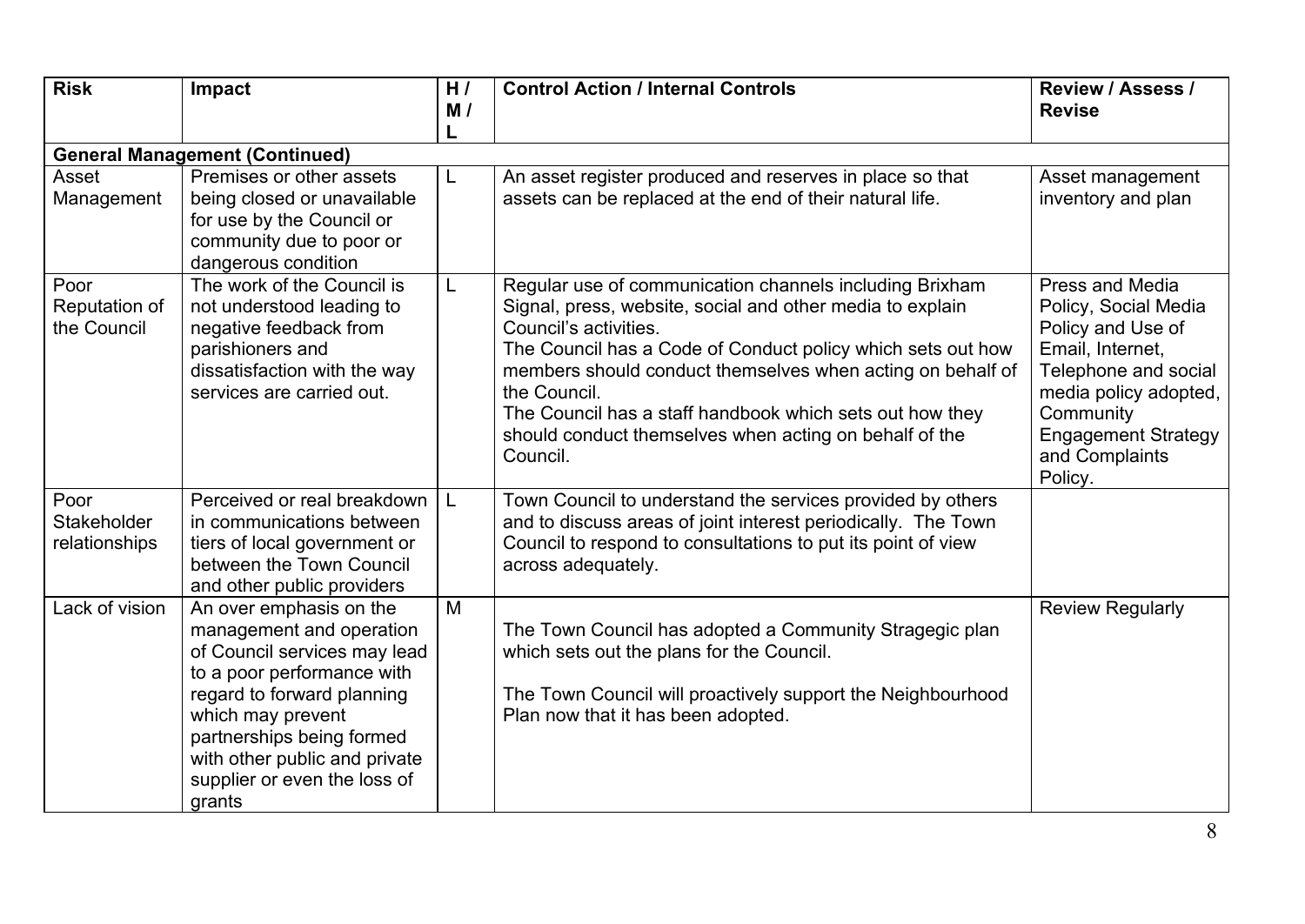| Risk | Impact | H / M / L | Control Action / Internal Controls | Review / Assess / Revise |
|---|---|---|---|---|
| **General Management (Continued)** | | | | |
| Asset Management | Premises or other assets being closed or unavailable for use by the Council or community due to poor or dangerous condition | L | An asset register produced and reserves in place so that assets can be replaced at the end of their natural life. | Asset management inventory and plan |
| Poor Reputation of the Council | The work of the Council is not understood leading to negative feedback from parishioners and dissatisfaction with the way services are carried out. | L | Regular use of communication channels including Brixham Signal, press, website, social and other media to explain Council's activities.<br>The Council has a Code of Conduct policy which sets out how members should conduct themselves when acting on behalf of the Council.<br>The Council has a staff handbook which sets out how they should conduct themselves when acting on behalf of the Council. | Press and Media Policy, Social Media Policy and Use of Email, Internet, Telephone and social media policy adopted, Community Engagement Strategy and Complaints Policy. |
| Poor Stakeholder relationships | Perceived or real breakdown in communications between tiers of local government or between the Town Council and other public providers | L | Town Council to understand the services provided by others and to discuss areas of joint interest periodically. The Town Council to respond to consultations to put its point of view across adequately. | |
| Lack of vision | An over emphasis on the management and operation of Council services may lead to a poor performance with regard to forward planning which may prevent partnerships being formed with other public and private supplier or even the loss of grants | M | The Town Council has adopted a Community Stragegic plan which sets out the plans for the Council.<br><br>The Town Council will proactively support the Neighbourhood Plan now that it has been adopted. | Review Regularly |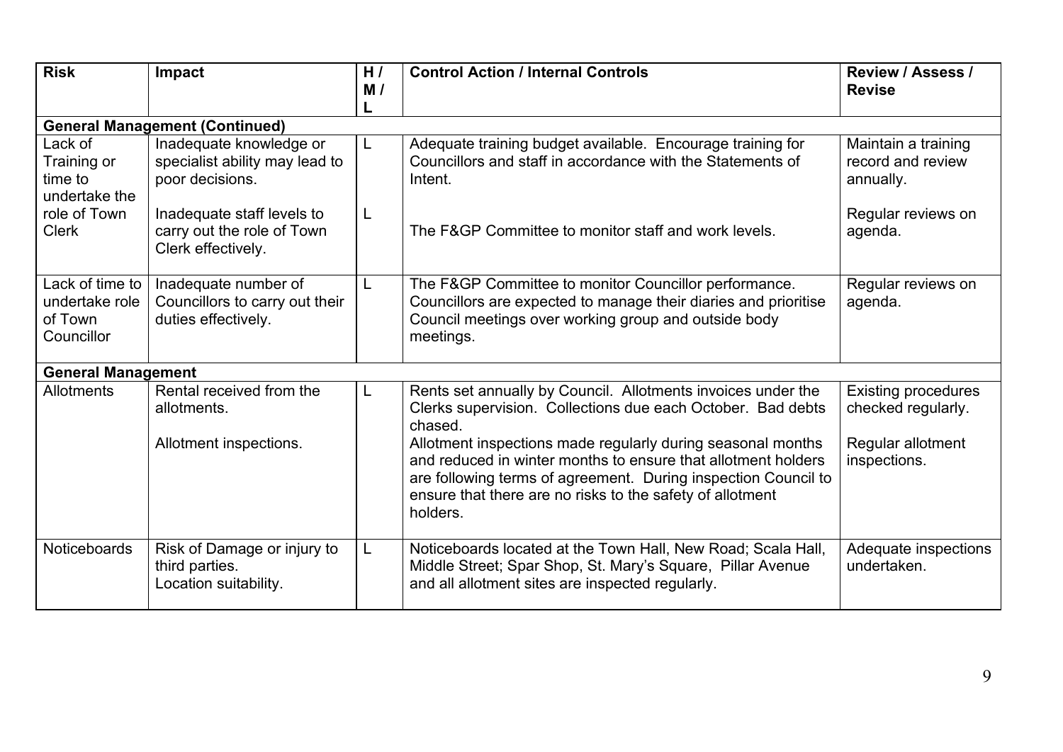| Risk | Impact | H / M / L | Control Action / Internal Controls | Review / Assess / Revise |
|---|---|---|---|---|
| **General Management (Continued)** | | | | |
| Lack of Training or time to undertake the role of Town Clerk | Inadequate knowledge or specialist ability may lead to poor decisions.<br><br>Inadequate staff levels to carry out the role of Town Clerk effectively. | L<br><br>L | Adequate training budget available. Encourage training for Councillors and staff in accordance with the Statements of Intent.<br><br>The F&GP Committee to monitor staff and work levels. | Maintain a training record and review annually.<br><br>Regular reviews on agenda. |
| Lack of time to undertake role of Town Councillor | Inadequate number of Councillors to carry out their duties effectively. | L | The F&GP Committee to monitor Councillor performance. Councillors are expected to manage their diaries and prioritise Council meetings over working group and outside body meetings. | Regular reviews on agenda. |
| **General Management** | | | | |
| Allotments | Rental received from the allotments.<br><br>Allotment inspections. | L | Rents set annually by Council. Allotments invoices under the Clerks supervision. Collections due each October. Bad debts chased.<br>Allotment inspections made regularly during seasonal months and reduced in winter months to ensure that allotment holders are following terms of agreement. During inspection Council to ensure that there are no risks to the safety of allotment holders. | Existing procedures checked regularly.<br><br>Regular allotment inspections. |
| Noticeboards | Risk of Damage or injury to third parties.<br>Location suitability. | L | Noticeboards located at the Town Hall, New Road; Scala Hall, Middle Street; Spar Shop, St. Mary's Square, Pillar Avenue and all allotment sites are inspected regularly. | Adequate inspections undertaken. |